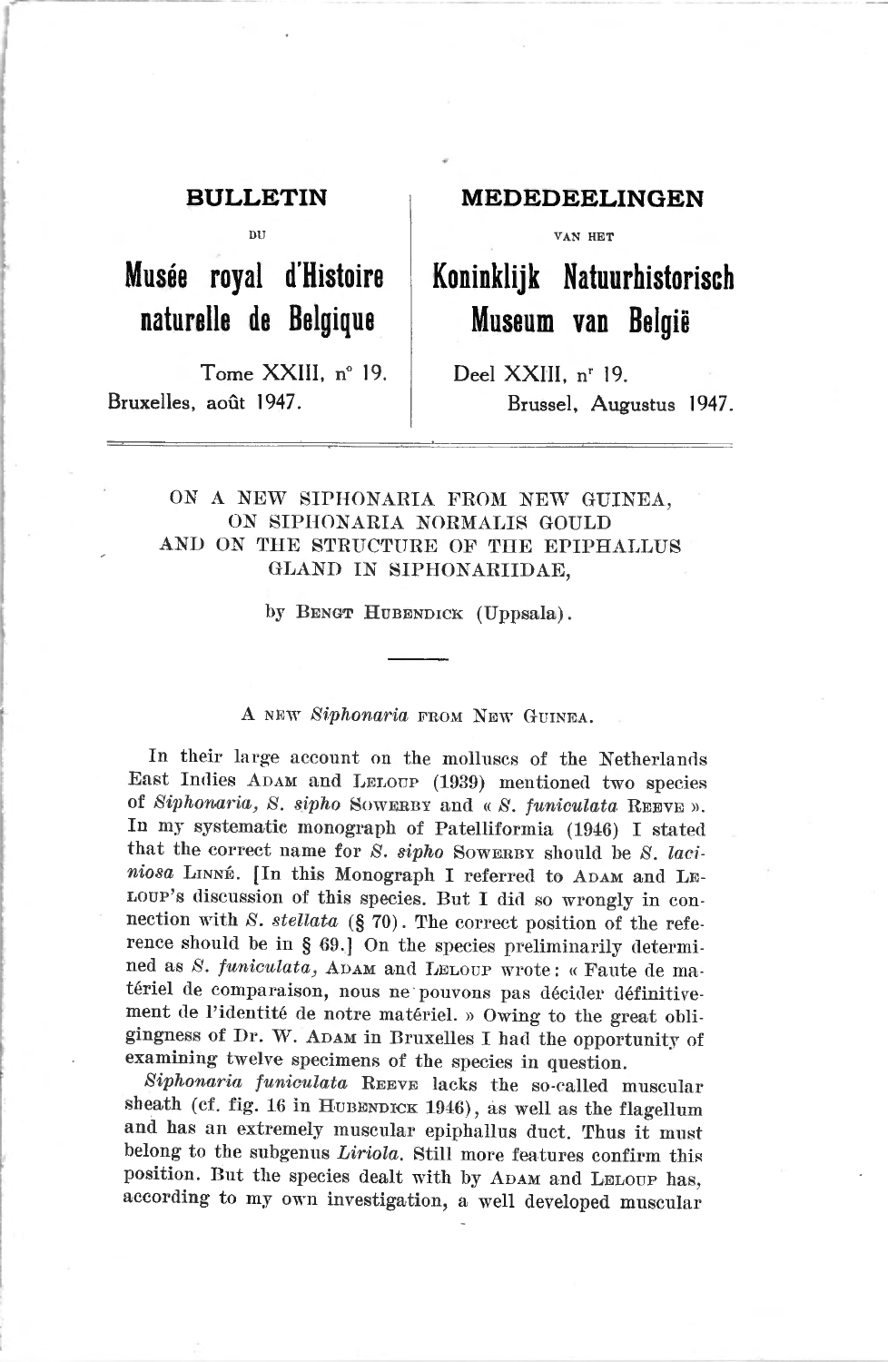**BULLETIN**

DU

# Musée royal d'Histoire naturelle de Belgique

Tome XXIII, n° 19.
Bruxelles, août 1947.

**MEDEDEELINGEN**

VAN HET

# Koninklijk Natuurhistorisch Museum van België

Deel XXIII, nr 19.
Brussel, Augustus 1947.

---

## ON A NEW SIPHONARIA FROM NEW GUINEA, ON SIPHONARIA NORMALIS GOULD AND ON THE STRUCTURE OF THE EPIPHALLUS GLAND IN SIPHONARIIDAE,

by BENGT HUBENDICK (Uppsala).

### A NEW *Siphonaria* FROM NEW GUINEA.

In their large account on the molluscs of the Netherlands East Indies ADAM and LELOUP (1939) mentioned two species of *Siphonaria*, *S. sipho* SOWERBY and « *S. funiculata* REEVE ». In my systematic monograph of Patelliformia (1946) I stated that the correct name for *S. sipho* SOWERBY should be *S. laciniosa* LINNÉ. [In this Monograph I referred to ADAM and LELOUP's discussion of this species. But I did so wrongly in connection with *S. stellata* (§ 70). The correct position of the reference should be in § 69.] On the species preliminarily determined as *S. funiculata*, ADAM and LELOUP wrote: « Faute de matériel de comparaison, nous ne pouvons pas décider définitivement de l'identité de notre matériel. » Owing to the great obligingness of Dr. W. ADAM in Bruxelles I had the opportunity of examining twelve specimens of the species in question.

*Siphonaria funiculata* REEVE lacks the so-called muscular sheath (cf. fig. 16 in HUBENDICK 1946), as well as the flagellum and has an extremely muscular epiphallus duct. Thus it must belong to the subgenus *Liriola*. Still more features confirm this position. But the species dealt with by ADAM and LELOUP has, according to my own investigation, a well developed muscular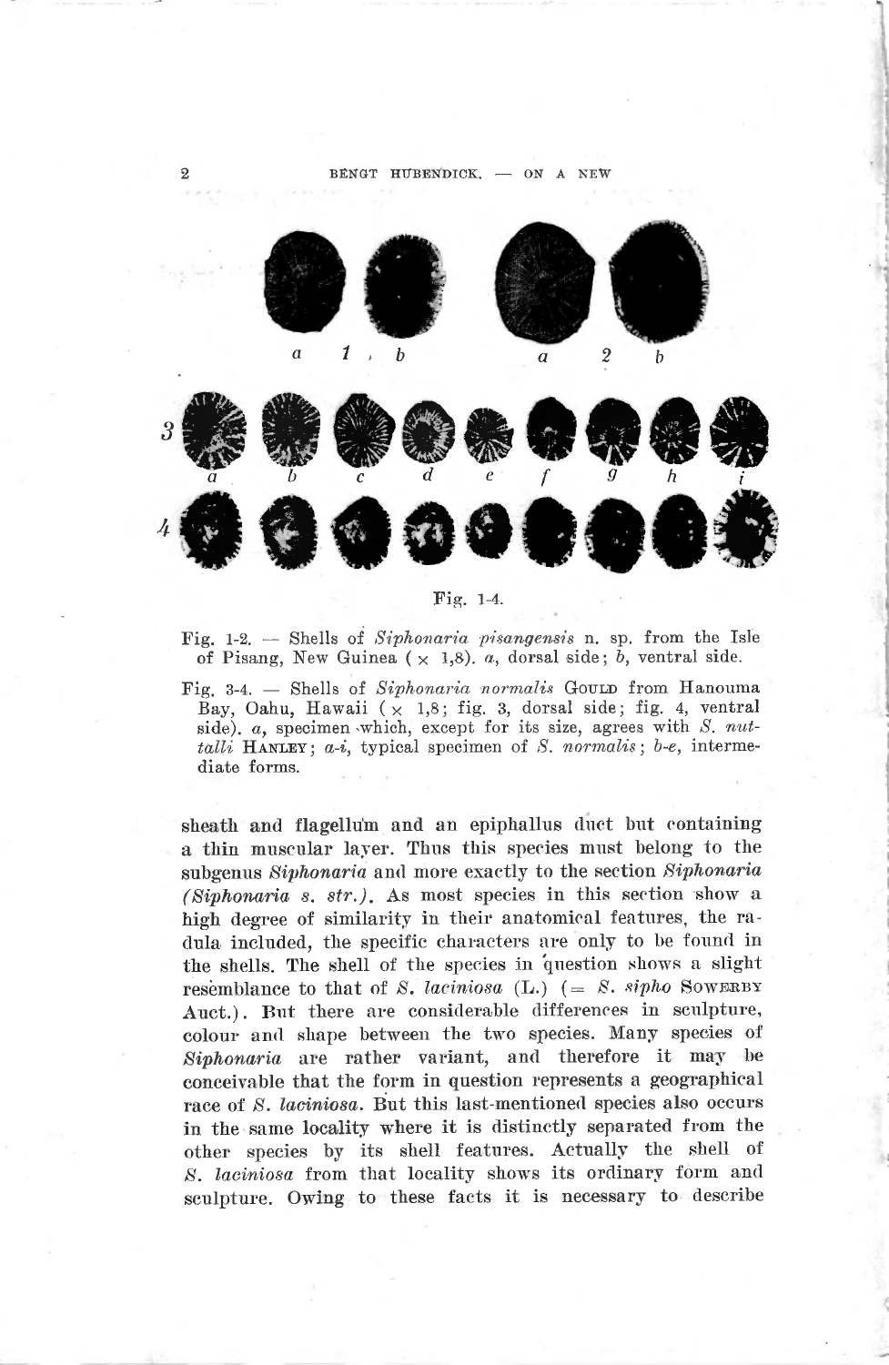Fig. 1-4.

Fig. 1-2. — Shells of *Siphonaria pisangensis* n. sp. from the Isle of Pisang, New Guinea (× 1,8). *a*, dorsal side; *b*, ventral side.

Fig. 3-4. — Shells of *Siphonaria normalis* GOULD from Hanouma Bay, Oahu, Hawaii (× 1,8; fig. 3, dorsal side; fig. 4, ventral side). *a*, specimen which, except for its size, agrees with *S. nuttalli* HANLEY; *a-i*, typical specimen of *S. normalis*; *b-e*, intermediate forms.

sheath and flagellum and an epiphallus duct but containing a thin muscular layer. Thus this species must belong to the subgenus *Siphonaria* and more exactly to the section *Siphonaria (Siphonaria s. str.)*. As most species in this section show a high degree of similarity in their anatomical features, the radula included, the specific characters are only to be found in the shells. The shell of the species in question shows a slight resemblance to that of *S. laciniosa* (L.) (= *S. sipho* SOWERBY Auct.). But there are considerable differences in sculpture, colour and shape between the two species. Many species of *Siphonaria* are rather variant, and therefore it may be conceivable that the form in question represents a geographical race of *S. laciniosa*. But this last-mentioned species also occurs in the same locality where it is distinctly separated from the other species by its shell features. Actually the shell of *S. laciniosa* from that locality shows its ordinary form and sculpture. Owing to these facts it is necessary to describe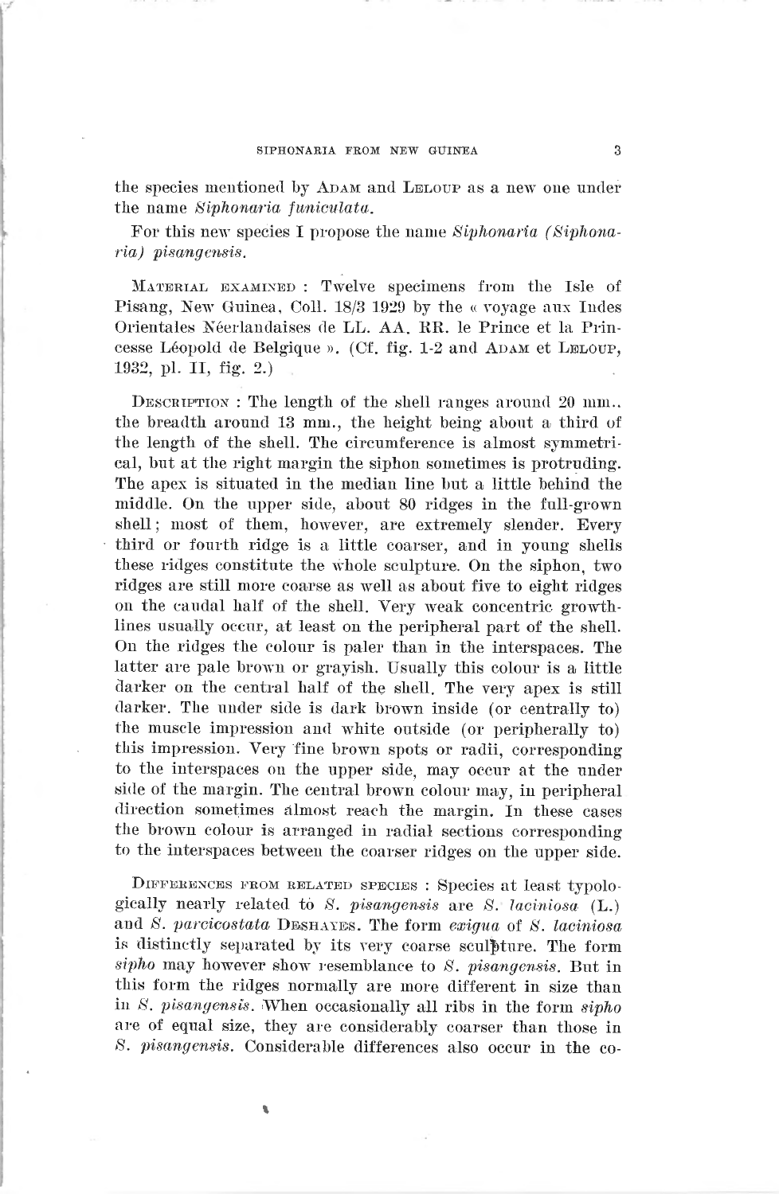the species mentioned by ADAM and LELOUP as a new one under the name *Siphonaria funiculata*.

For this new species I propose the name *Siphonaria (Siphonaria) pisangensis*.

MATERIAL EXAMINED : Twelve specimens from the Isle of Pisang, New Guinea, Coll. 18/3 1929 by the « voyage aux Indes Orientales Néerlandaises de LL. AA. RR. le Prince et la Princesse Léopold de Belgique ». (Cf. fig. 1-2 and ADAM et LELOUP, 1932, pl. II, fig. 2.)

DESCRIPTION : The length of the shell ranges around 20 mm., the breadth around 13 mm., the height being about a third of the length of the shell. The circumference is almost symmetrical, but at the right margin the siphon sometimes is protruding. The apex is situated in the median line but a little behind the middle. On the upper side, about 80 ridges in the full-grown shell; most of them, however, are extremely slender. Every third or fourth ridge is a little coarser, and in young shells these ridges constitute the whole sculpture. On the siphon, two ridges are still more coarse as well as about five to eight ridges on the caudal half of the shell. Very weak concentric growth-lines usually occur, at least on the peripheral part of the shell. On the ridges the colour is paler than in the interspaces. The latter are pale brown or grayish. Usually this colour is a little darker on the central half of the shell. The very apex is still darker. The under side is dark brown inside (or centrally to) the muscle impression and white outside (or peripherally to) this impression. Very fine brown spots or radii, corresponding to the interspaces on the upper side, may occur at the under side of the margin. The central brown colour may, in peripheral direction sometimes almost reach the margin. In these cases the brown colour is arranged in radial sections corresponding to the interspaces between the coarser ridges on the upper side.

DIFFERENCES FROM RELATED SPECIES : Species at least typologically nearly related to *S. pisangensis* are *S. laciniosa* (L.) and *S. parcicostata* DESHAYES. The form *exigua* of *S. laciniosa* is distinctly separated by its very coarse sculpture. The form *sipho* may however show resemblance to *S. pisangensis*. But in this form the ridges normally are more different in size than in *S. pisangensis*. When occasionally all ribs in the form *sipho* are of equal size, they are considerably coarser than those in *S. pisangensis*. Considerable differences also occur in the co-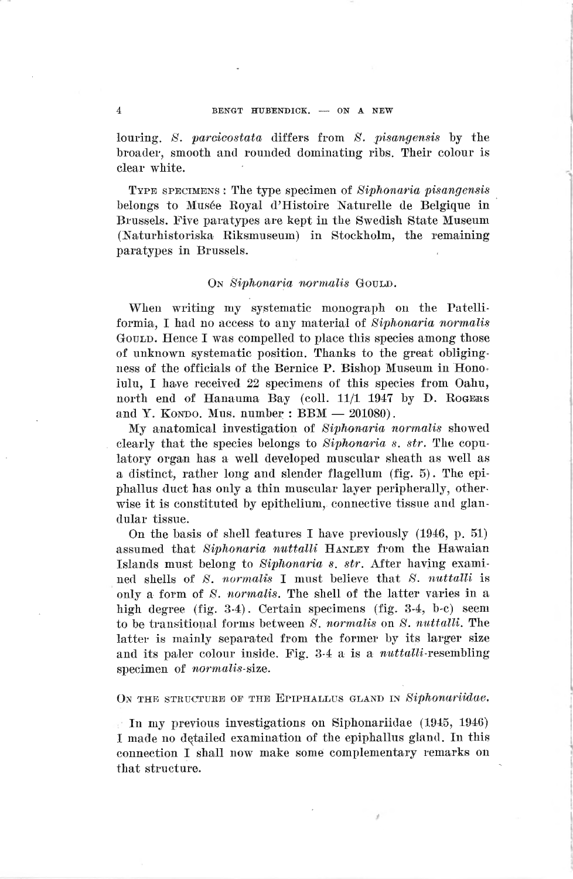louring. *S. parcicostata* differs from *S. pisangensis* by the broader, smooth and rounded dominating ribs. Their colour is clear white.

TYPE SPECIMENS : The type specimen of *Siphonaria pisangensis* belongs to Musée Royal d'Histoire Naturelle de Belgique in Brussels. Five paratypes are kept in the Swedish State Museum (Naturhistoriska Riksmuseum) in Stockholm, the remaining paratypes in Brussels.

## ON *Siphonaria normalis* GOULD.

When writing my systematic monograph on the Patelliformia, I had no access to any material of *Siphonaria normalis* GOULD. Hence I was compelled to place this species among those of unknown systematic position. Thanks to the great obligingness of the officials of the Bernice P. Bishop Museum in Honolulu, I have received 22 specimens of this species from Oahu, north end of Hanauma Bay (coll. 11/1 1947 by D. ROGERS and Y. KONDO. Mus. number : BBM — 201080).

My anatomical investigation of *Siphonaria normalis* showed clearly that the species belongs to *Siphonaria s. str.* The copulatory organ has a well developed muscular sheath as well as a distinct, rather long and slender flagellum (fig. 5). The epiphallus duct has only a thin muscular layer peripherally, otherwise it is constituted by epithelium, connective tissue and glandular tissue.

On the basis of shell features I have previously (1946, p. 51) assumed that *Siphonaria nuttalli* HANLEY from the Hawaian Islands must belong to *Siphonaria s. str.* After having examined shells of *S. normalis* I must believe that *S. nuttalli* is only a form of *S. normalis*. The shell of the latter varies in a high degree (fig. 3-4). Certain specimens (fig. 3-4, b-c) seem to be transitional forms between *S. normalis* on *S. nuttalli*. The latter is mainly separated from the former by its larger size and its paler colour inside. Fig. 3-4 a is a *nuttalli*-resembling specimen of *normalis*-size.

## ON THE STRUCTURE OF THE EPIPHALLUS GLAND IN *Siphonariidae*.

In my previous investigations on Siphonariidae (1945, 1946) I made no detailed examination of the epiphallus gland. In this connection I shall now make some complementary remarks on that structure.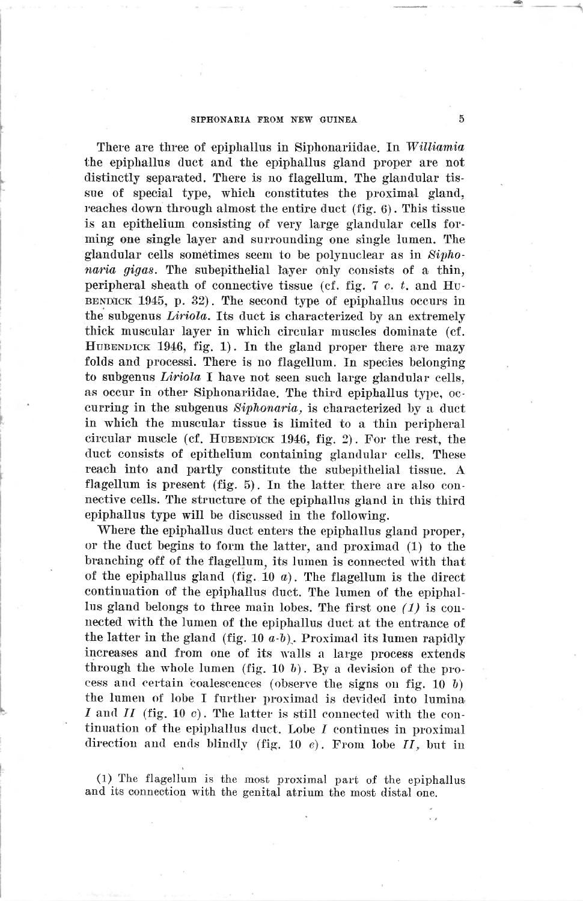There are three of epiphallus in Siphonariidae. In *Williamia* the epiphallus duct and the epiphallus gland proper are not distinctly separated. There is no flagellum. The glandular tissue of special type, which constitutes the proximal gland, reaches down through almost the entire duct (fig. 6). This tissue is an epithelium consisting of very large glandular cells forming one single layer and surrounding one single lumen. The glandular cells sometimes seem to be polynuclear as in *Siphonaria gigas*. The subepithelial layer only consists of a thin, peripheral sheath of connective tissue (cf. fig. 7 *c. t.* and HUBENDICK 1945, p. 32). The second type of epiphallus occurs in the subgenus *Liriola*. Its duct is characterized by an extremely thick muscular layer in which circular muscles dominate (cf. HUBENDICK 1946, fig. 1). In the gland proper there are mazy folds and processi. There is no flagellum. In species belonging to subgenus *Liriola* I have not seen such large glandular cells, as occur in other Siphonariidae. The third epiphallus type, occurring in the subgenus *Siphonaria*, is characterized by a duct in which the muscular tissue is limited to a thin peripheral circular muscle (cf. HUBENDICK 1946, fig. 2). For the rest, the duct consists of epithelium containing glandular cells. These reach into and partly constitute the subepithelial tissue. A flagellum is present (fig. 5). In the latter there are also connective cells. The structure of the epiphallus gland in this third epiphallus type will be discussed in the following.

Where the epiphallus duct enters the epiphallus gland proper, or the duct begins to form the latter, and proximad (1) to the branching off of the flagellum, its lumen is connected with that of the epiphallus gland (fig. 10 *a*). The flagellum is the direct continuation of the epiphallus duct. The lumen of the epiphallus gland belongs to three main lobes. The first one *(1)* is connected with the lumen of the epiphallus duct at the entrance of the latter in the gland (fig. 10 *a-b*). Proximad its lumen rapidly increases and from one of its walls a large process extends through the whole lumen (fig. 10 *b*). By a devision of the process and certain coalescences (observe the signs on fig. 10 *b*) the lumen of lobe I further proximad is devided into lumina *I* and *II* (fig. 10 *c*). The latter is still connected with the continuation of the epiphallus duct. Lobe *I* continues in proximal direction and ends blindly (fig. 10 *e*). From lobe *II*, but in

(1) The flagellum is the most proximal part of the epiphallus and its connection with the genital atrium the most distal one.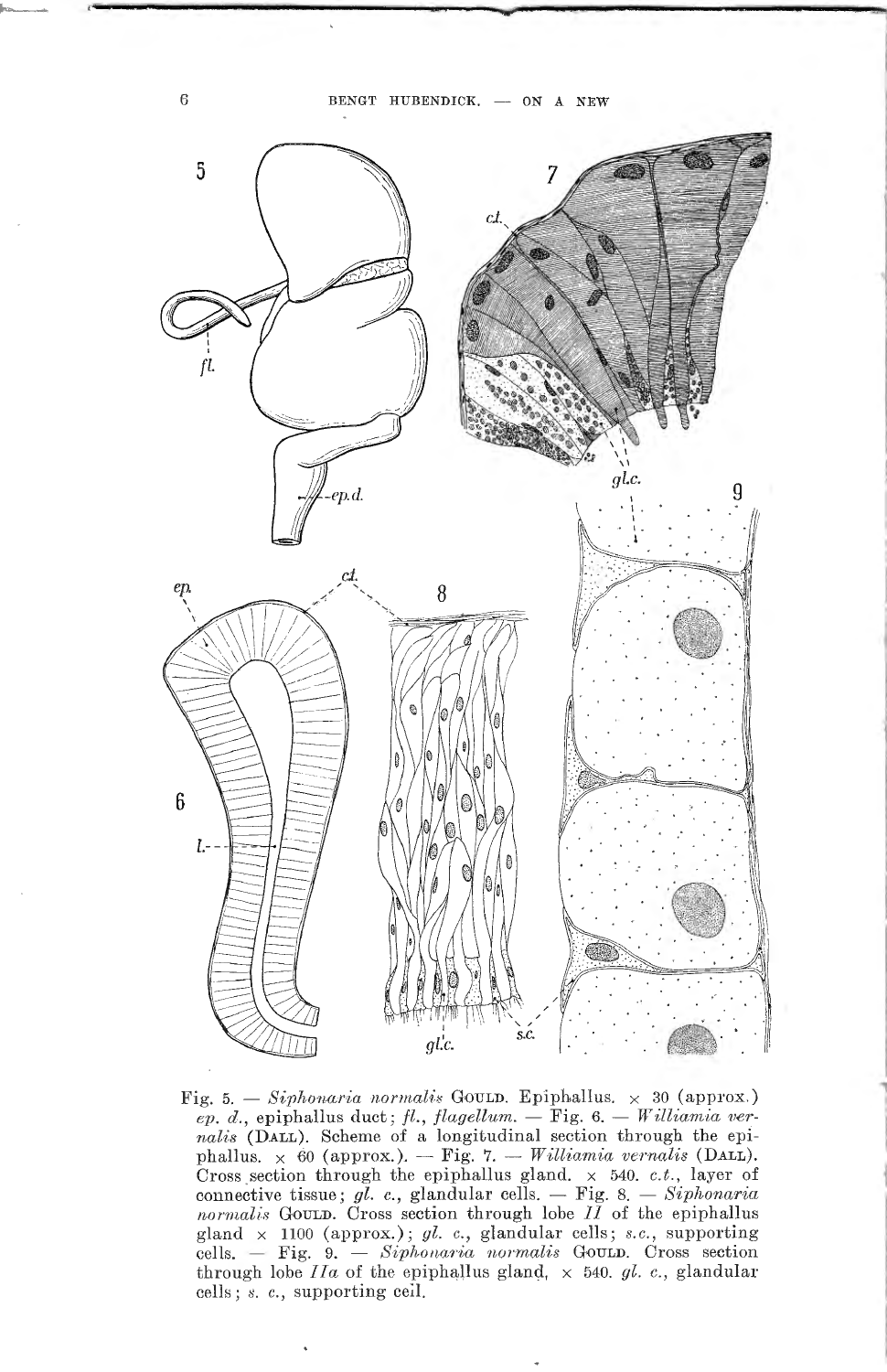Fig. 5. — *Siphonaria normalis* Gould. Epiphallus. × 30 (approx.) *ep. d.*, epiphallus duct; *fl.*, *flagellum*. — Fig. 6. — *Williamia vernalis* (Dall). Scheme of a longitudinal section through the epiphallus. × 60 (approx.). — Fig. 7. — *Williamia vernalis* (Dall). Cross section through the epiphallus gland. × 540. *c.t.*, layer of connective tissue; *gl. c.*, glandular cells. — Fig. 8. — *Siphonaria normalis* Gould. Cross section through lobe *II* of the epiphallus gland × 1100 (approx.); *gl. c.*, glandular cells; *s.c.*, supporting cells. — Fig. 9. — *Siphonaria normalis* Gould. Cross section through lobe *IIa* of the epiphallus gland, × 540. *gl. c.*, glandular cells; *s. c.*, supporting ceil.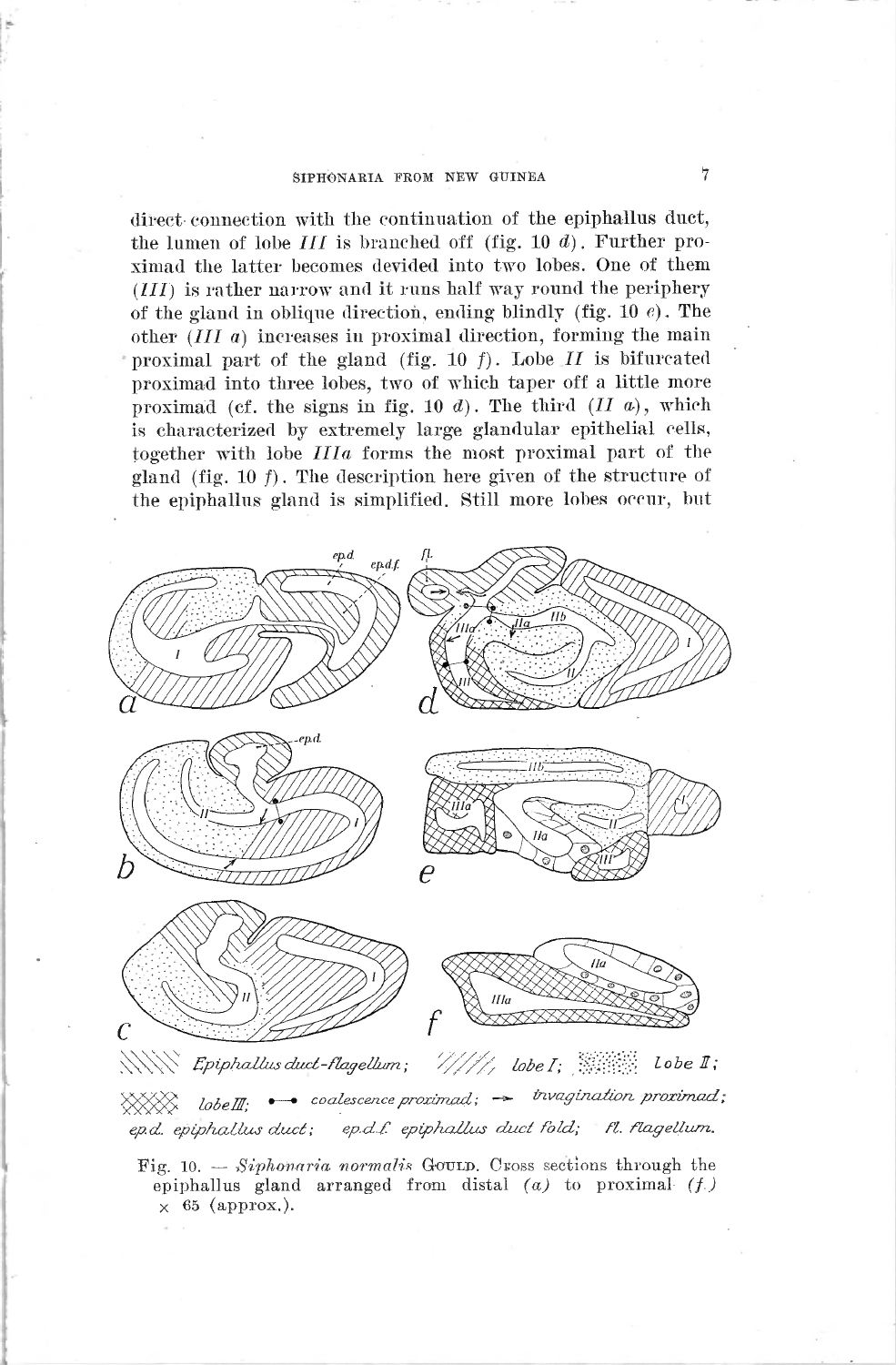direct connection with the continuation of the epiphallus duct, the lumen of lobe *III* is branched off (fig. 10 *d*). Further proximad the latter becomes devided into two lobes. One of them (*III*) is rather narrow and it runs half way round the periphery of the gland in oblique direction, ending blindly (fig. 10 *e*). The other (*III a*) increases in proximal direction, forming the main proximal part of the gland (fig. 10 *f*). Lobe *II* is bifurcated proximad into three lobes, two of which taper off a little more proximad (cf. the signs in fig. 10 *d*). The third (*II a*), which is characterized by extremely large glandular epithelial cells, together with lobe *IIIa* forms the most proximal part of the gland (fig. 10 *f*). The description here given of the structure of the epiphallus gland is simplified. Still more lobes occur, but

Epiphallus duct-flagellum; lobe I; Lobe II; lobe III; coalescence proximad; invagination proximad; ep.d. epiphallus duct; ep.d.f. epiphallus duct fold; fl. flagellum.

Fig. 10. — *Siphonaria normalis* Gould. Cross sections through the epiphallus gland arranged from distal (*a*) to proximal (*f*) × 65 (approx.).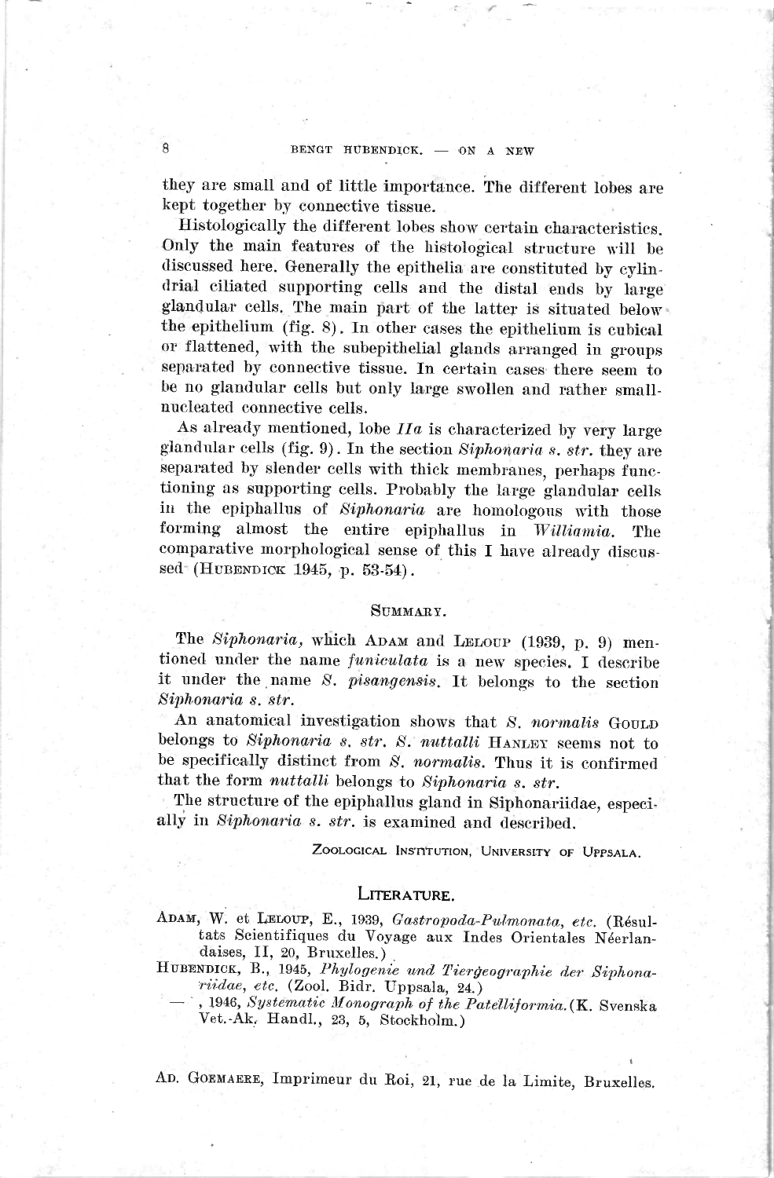they are small and of little importance. The different lobes are kept together by connective tissue.

Histologically the different lobes show certain characteristics. Only the main features of the histological structure will be discussed here. Generally the epithelia are constituted by cylindrial ciliated supporting cells and the distal ends by large glandular cells. The main part of the latter is situated below the epithelium (fig. 8). In other cases the epithelium is cubical or flattened, with the subepithelial glands arranged in groups separated by connective tissue. In certain cases there seem to be no glandular cells but only large swollen and rather small-nucleated connective cells.

As already mentioned, lobe *IIa* is characterized by very large glandular cells (fig. 9). In the section *Siphonaria s. str.* they are separated by slender cells with thick membranes, perhaps functioning as supporting cells. Probably the large glandular cells in the epiphallus of *Siphonaria* are homologous with those forming almost the entire epiphallus in *Williamia*. The comparative morphological sense of this I have already discussed (Hubendick 1945, p. 53-54).

## Summary.

The *Siphonaria*, which Adam and Leloup (1939, p. 9) mentioned under the name *funiculata* is a new species. I describe it under the name *S. pisangensis*. It belongs to the section *Siphonaria s. str.*

An anatomical investigation shows that *S. normalis* Gould belongs to *Siphonaria s. str. S. nuttalli* Hanley seems not to be specifically distinct from *S. normalis*. Thus it is confirmed that the form *nuttalli* belongs to *Siphonaria s. str.*

The structure of the epiphallus gland in Siphonariidae, especially in *Siphonaria s. str.* is examined and described.

Zoological Institution, University of Uppsala.

## Literature.

Adam, W. et Leloup, E., 1939, *Gastropoda-Pulmonata, etc.* (Résultats Scientifiques du Voyage aux Indes Orientales Néerlandaises, II, 20, Bruxelles.)

Hubendick, B., 1945, *Phylogenie und Tiergeographie der Siphonariidae, etc.* (Zool. Bidr. Uppsala, 24.)

— , 1946, *Systematic Monograph of the Patelliformia.* (K. Svenska Vet.-Ak. Handl., 23, 5, Stockholm.)

Ad. Goemaere, Imprimeur du Roi, 21, rue de la Limite, Bruxelles.